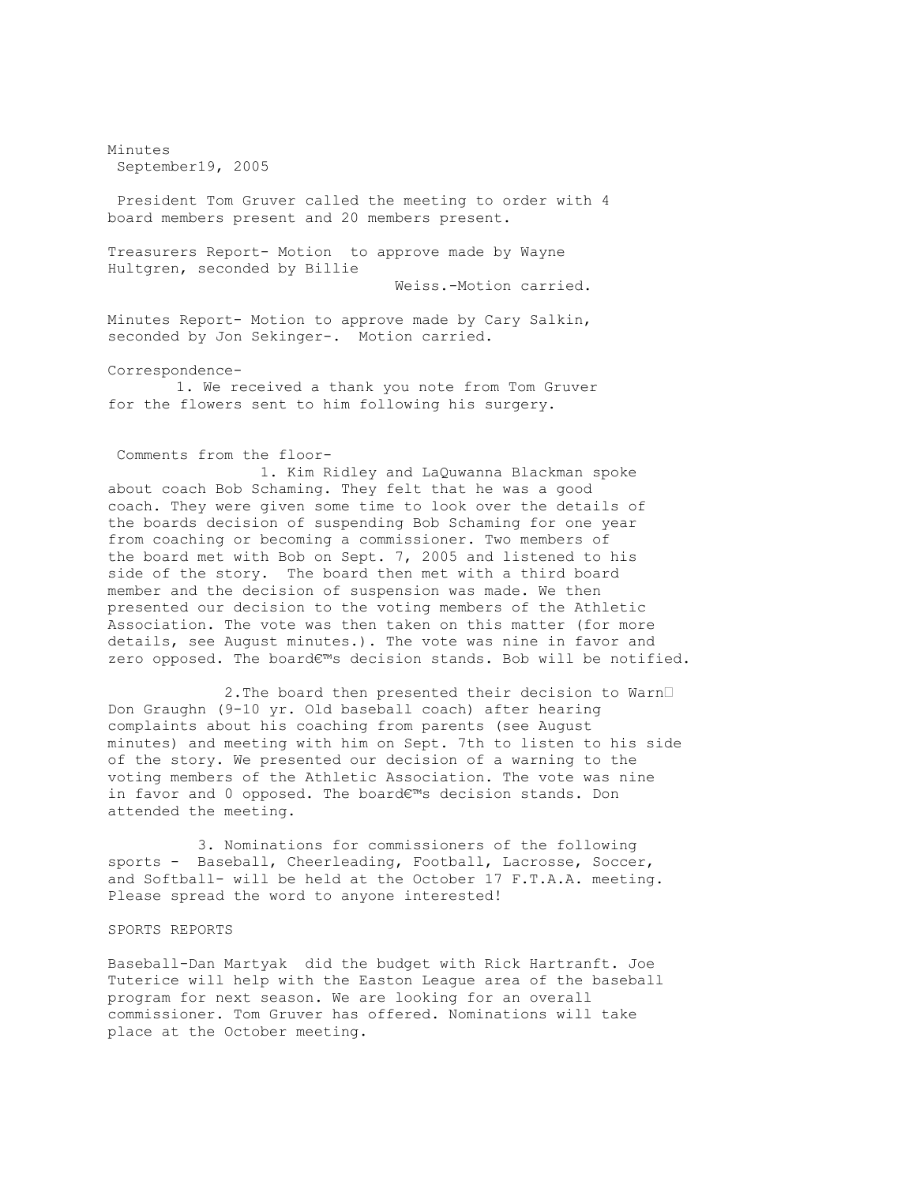Minutes
September19, 2005

President Tom Gruver called the meeting to order with 4 board members present and 20 members present.

Treasurers Report- Motion to approve made by Wayne Hultgren, seconded by Billie Weiss.-Motion carried.

Minutes Report- Motion to approve made by Cary Salkin, seconded by Jon Sekinger-. Motion carried.

Correspondence-

1. We received a thank you note from Tom Gruver for the flowers sent to him following his surgery.

Comments from the floor-

1. Kim Ridley and LaQuwanna Blackman spoke about coach Bob Schaming. They felt that he was a good coach. They were given some time to look over the details of the boards decision of suspending Bob Schaming for one year from coaching or becoming a commissioner. Two members of the board met with Bob on Sept. 7, 2005 and listened to his side of the story. The board then met with a third board member and the decision of suspension was made. We then presented our decision to the voting members of the Athletic Association. The vote was then taken on this matter (for more details, see August minutes.). The vote was nine in favor and zero opposed. The boardâ€™s decision stands. Bob will be notified.

2.The board then presented their decision to Warn Don Graughn (9-10 yr. Old baseball coach) after hearing complaints about his coaching from parents (see August minutes) and meeting with him on Sept. 7th to listen to his side of the story. We presented our decision of a warning to the voting members of the Athletic Association. The vote was nine in favor and 0 opposed. The boardâ€™s decision stands. Don attended the meeting.

3. Nominations for commissioners of the following sports - Baseball, Cheerleading, Football, Lacrosse, Soccer, and Softball- will be held at the October 17 F.T.A.A. meeting. Please spread the word to anyone interested!

SPORTS REPORTS

Baseball-Dan Martyak did the budget with Rick Hartranft. Joe Tuterice will help with the Easton League area of the baseball program for next season. We are looking for an overall commissioner. Tom Gruver has offered. Nominations will take place at the October meeting.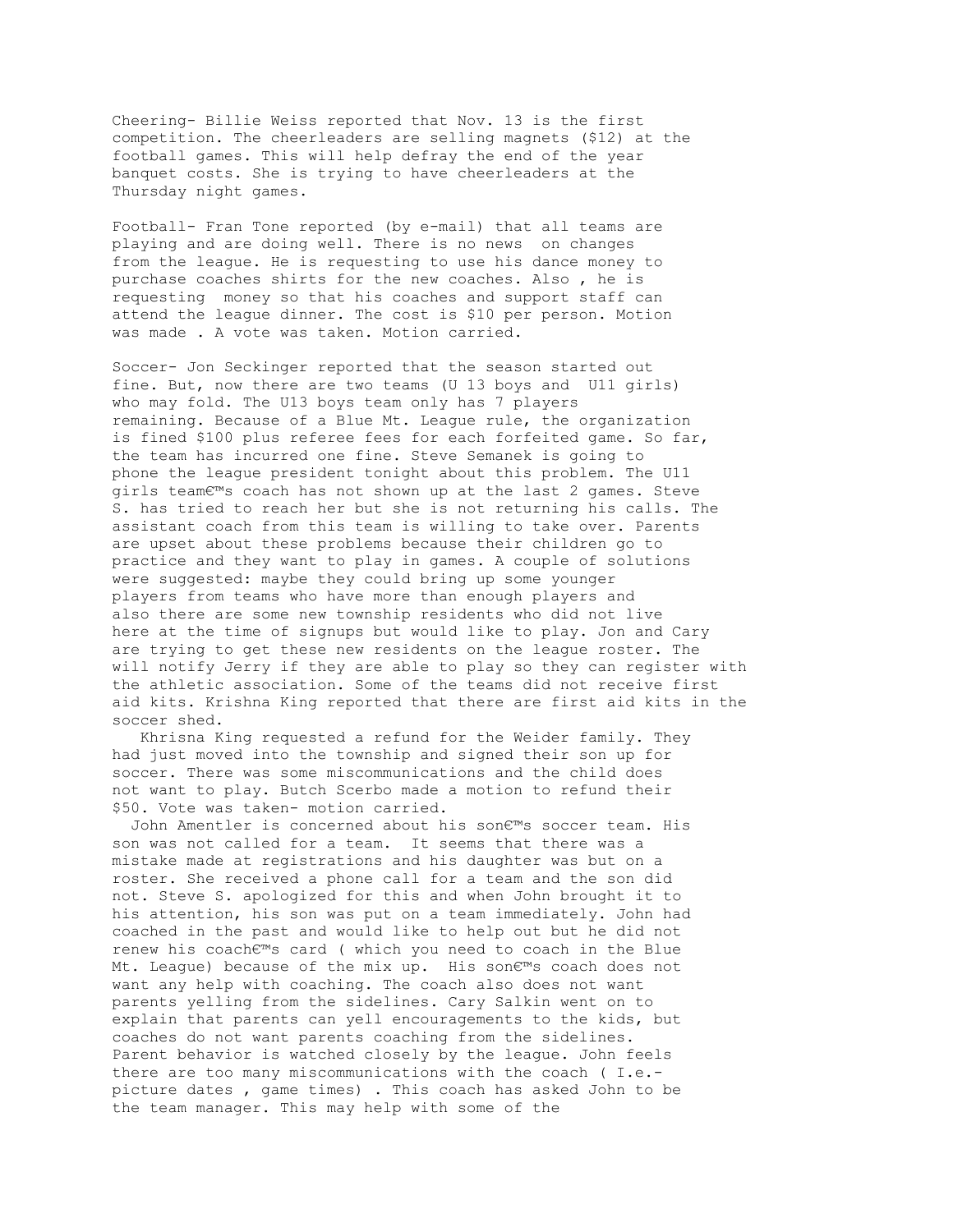Cheering- Billie Weiss reported that Nov. 13 is the first competition. The cheerleaders are selling magnets ($12) at the football games. This will help defray the end of the year banquet costs. She is trying to have cheerleaders at the Thursday night games.

Football- Fran Tone reported (by e-mail) that all teams are playing and are doing well. There is no news on changes from the league. He is requesting to use his dance money to purchase coaches shirts for the new coaches. Also , he is requesting money so that his coaches and support staff can attend the league dinner. The cost is $10 per person. Motion was made . A vote was taken. Motion carried.

Soccer- Jon Seckinger reported that the season started out fine. But, now there are two teams (U 13 boys and U11 girls) who may fold. The U13 boys team only has 7 players remaining. Because of a Blue Mt. League rule, the organization is fined $100 plus referee fees for each forfeited game. So far, the team has incurred one fine. Steve Semanek is going to phone the league president tonight about this problem. The U11 girls team€™s coach has not shown up at the last 2 games. Steve S. has tried to reach her but she is not returning his calls. The assistant coach from this team is willing to take over. Parents are upset about these problems because their children go to practice and they want to play in games. A couple of solutions were suggested: maybe they could bring up some younger players from teams who have more than enough players and also there are some new township residents who did not live here at the time of signups but would like to play. Jon and Cary are trying to get these new residents on the league roster. The will notify Jerry if they are able to play so they can register with the athletic association. Some of the teams did not receive first aid kits. Krishna King reported that there are first aid kits in the soccer shed.

Khrisna King requested a refund for the Weider family. They had just moved into the township and signed their son up for soccer. There was some miscommunications and the child does not want to play. Butch Scerbo made a motion to refund their $50. Vote was taken- motion carried.

John Amentler is concerned about his son€™s soccer team. His son was not called for a team. It seems that there was a mistake made at registrations and his daughter was but on a roster. She received a phone call for a team and the son did not. Steve S. apologized for this and when John brought it to his attention, his son was put on a team immediately. John had coached in the past and would like to help out but he did not renew his coach€™s card ( which you need to coach in the Blue Mt. League) because of the mix up. His son€™s coach does not want any help with coaching. The coach also does not want parents yelling from the sidelines. Cary Salkin went on to explain that parents can yell encouragements to the kids, but coaches do not want parents coaching from the sidelines. Parent behavior is watched closely by the league. John feels there are too many miscommunications with the coach ( I.e.- picture dates , game times) . This coach has asked John to be the team manager. This may help with some of the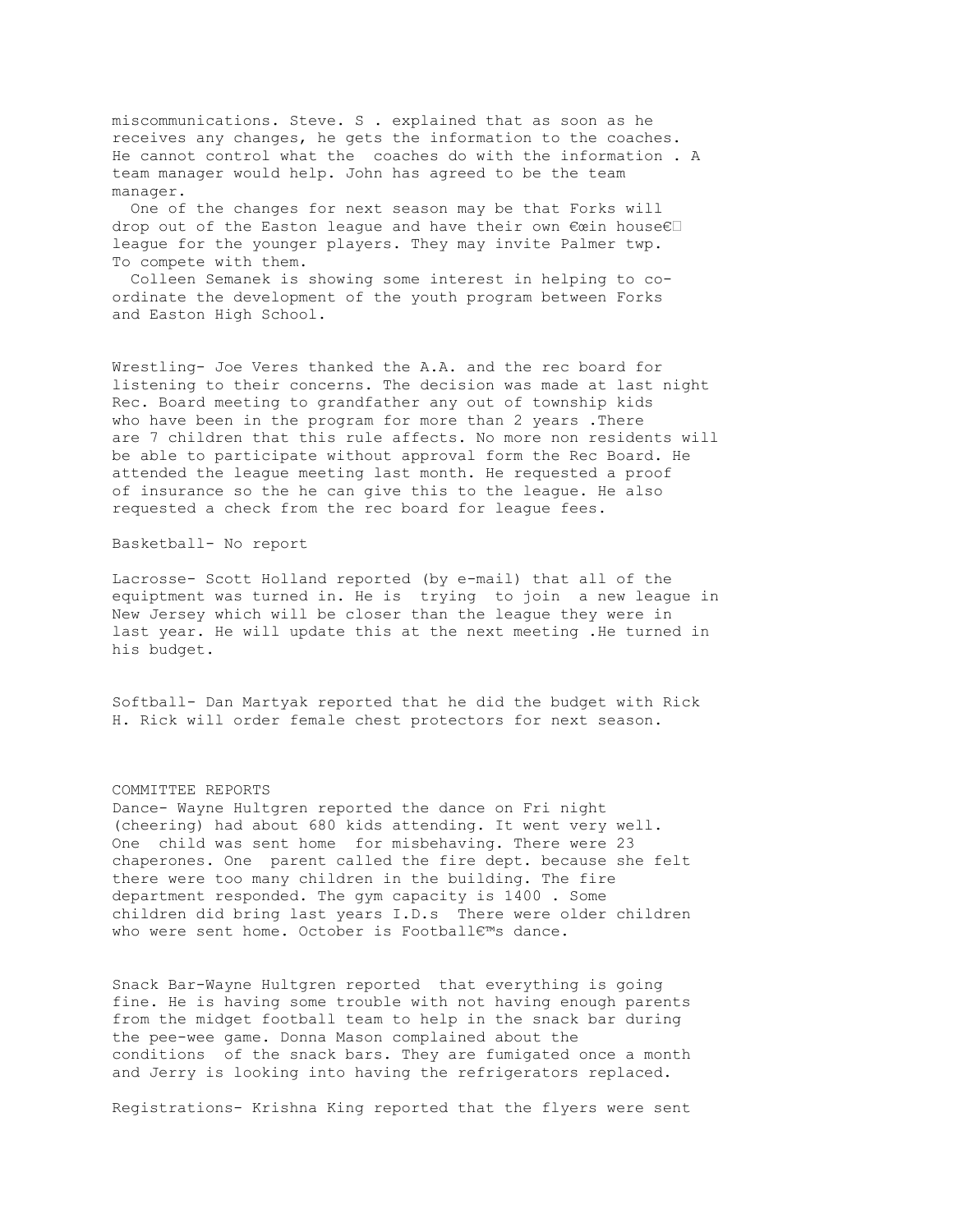miscommunications. Steve. S . explained that as soon as he receives any changes, he gets the information to the coaches. He cannot control what the coaches do with the information . A team manager would help. John has agreed to be the team manager.

One of the changes for next season may be that Forks will drop out of the Easton league and have their own €œin house€ league for the younger players. They may invite Palmer twp. To compete with them.

Colleen Semanek is showing some interest in helping to co-ordinate the development of the youth program between Forks and Easton High School.

Wrestling- Joe Veres thanked the A.A. and the rec board for listening to their concerns. The decision was made at last night Rec. Board meeting to grandfather any out of township kids who have been in the program for more than 2 years .There are 7 children that this rule affects. No more non residents will be able to participate without approval form the Rec Board. He attended the league meeting last month. He requested a proof of insurance so the he can give this to the league. He also requested a check from the rec board for league fees.

Basketball- No report

Lacrosse- Scott Holland reported (by e-mail) that all of the equiptment was turned in. He is trying to join a new league in New Jersey which will be closer than the league they were in last year. He will update this at the next meeting .He turned in his budget.

Softball- Dan Martyak reported that he did the budget with Rick H. Rick will order female chest protectors for next season.

COMMITTEE REPORTS

Dance- Wayne Hultgren reported the dance on Fri night (cheering) had about 680 kids attending. It went very well. One child was sent home for misbehaving. There were 23 chaperones. One parent called the fire dept. because she felt there were too many children in the building. The fire department responded. The gym capacity is 1400 . Some children did bring last years I.D.s There were older children who were sent home. October is Football€™s dance.

Snack Bar-Wayne Hultgren reported that everything is going fine. He is having some trouble with not having enough parents from the midget football team to help in the snack bar during the pee-wee game. Donna Mason complained about the conditions of the snack bars. They are fumigated once a month and Jerry is looking into having the refrigerators replaced.

Registrations- Krishna King reported that the flyers were sent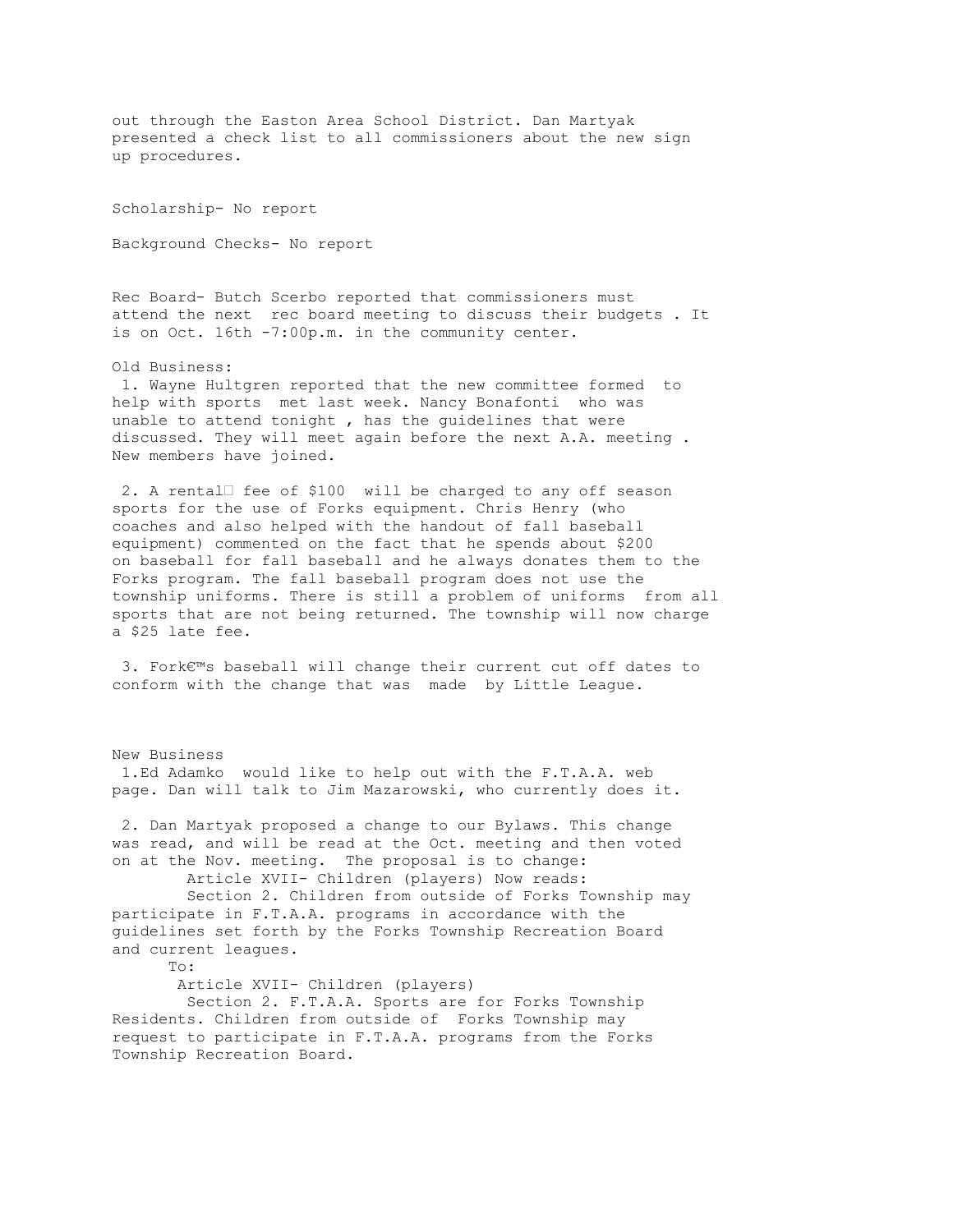out through the Easton Area School District. Dan Martyak presented a check list to all commissioners about the new sign up procedures.

Scholarship- No report

Background Checks- No report

Rec Board- Butch Scerbo reported that commissioners must attend the next rec board meeting to discuss their budgets . It is on Oct. 16th -7:00p.m. in the community center.

Old Business:

1. Wayne Hultgren reported that the new committee formed to help with sports met last week. Nancy Bonafonti who was unable to attend tonight , has the guidelines that were discussed. They will meet again before the next A.A. meeting . New members have joined.

2. A rental fee of $100 will be charged to any off season sports for the use of Forks equipment. Chris Henry (who coaches and also helped with the handout of fall baseball equipment) commented on the fact that he spends about $200 on baseball for fall baseball and he always donates them to the Forks program. The fall baseball program does not use the township uniforms. There is still a problem of uniforms from all sports that are not being returned. The township will now charge a $25 late fee.

3. Fork€™s baseball will change their current cut off dates to conform with the change that was made by Little League.

New Business

1. Ed Adamko would like to help out with the F.T.A.A. web page. Dan will talk to Jim Mazarowski, who currently does it.

2. Dan Martyak proposed a change to our Bylaws. This change was read, and will be read at the Oct. meeting and then voted on at the Nov. meeting. The proposal is to change:

Article XVII- Children (players) Now reads:

Section 2. Children from outside of Forks Township may participate in F.T.A.A. programs in accordance with the guidelines set forth by the Forks Township Recreation Board and current leagues.

To:

Article XVII- Children (players)

Section 2. F.T.A.A. Sports are for Forks Township Residents. Children from outside of Forks Township may request to participate in F.T.A.A. programs from the Forks Township Recreation Board.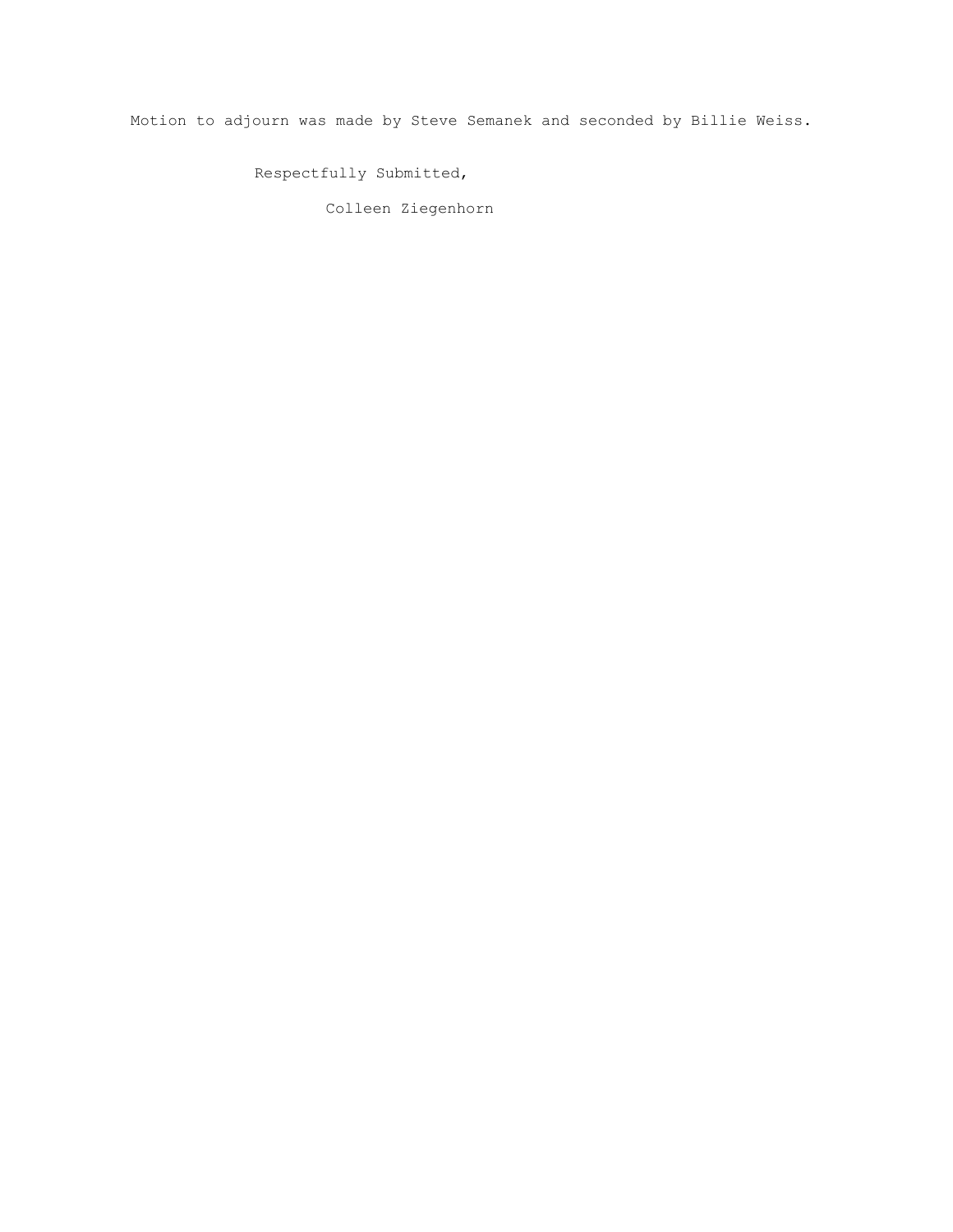Motion to adjourn was made by Steve Semanek and seconded by Billie Weiss.

Respectfully Submitted,

Colleen Ziegenhorn